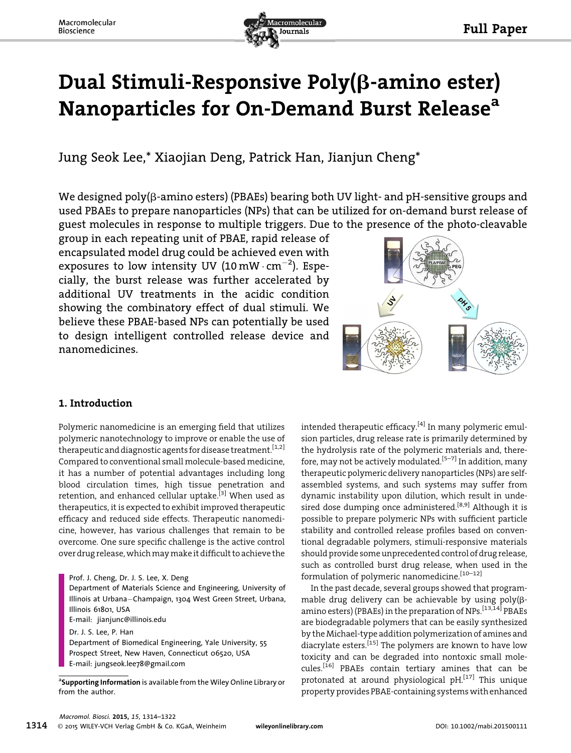# Dual Stimuli-Responsive Poly(β-amino ester) Nanoparticles for On-Demand Burst Release[a]

Jung Seok Lee,* Xiaojian Deng, Patrick Han, Jianjun Cheng*

We designed poly(β-amino esters) (PBAEs) bearing both UV light- and pH-sensitive groups and used PBAEs to prepare nanoparticles (NPs) that can be utilized for on-demand burst release of guest molecules in response to multiple triggers. Due to the presence of the photo-cleavable group in each repeating unit of PBAE, rapid release of encapsulated model drug could be achieved even with exposures to low intensity UV ($10\ \mathrm{mW \cdot cm^{-2}}$). Especially, the burst release was further accelerated by additional UV treatments in the acidic condition showing the combinatory effect of dual stimuli. We believe these PBAE-based NPs can potentially be used to design intelligent controlled release device and nanomedicines.

## 1. Introduction

Polymeric nanomedicine is an emerging field that utilizes polymeric nanotechnology to improve or enable the use of therapeutic and diagnostic agents for disease treatment.[1,2] Compared to conventional small molecule-based medicine, it has a number of potential advantages including long blood circulation times, high tissue penetration and retention, and enhanced cellular uptake.[3] When used as therapeutics, it is expected to exhibit improved therapeutic efficacy and reduced side effects. Therapeutic nanomedicine, however, has various challenges that remain to be overcome. One sure specific challenge is the active control over drug release, which may make it difficult to achieve the intended therapeutic efficacy.[4] In many polymeric emulsion particles, drug release rate is primarily determined by the hydrolysis rate of the polymeric materials and, therefore, may not be actively modulated.[5–7] In addition, many therapeutic polymeric delivery nanoparticles (NPs) are self-assembled systems, and such systems may suffer from dynamic instability upon dilution, which result in undesired dose dumping once administered.[8,9] Although it is possible to prepare polymeric NPs with sufficient particle stability and controlled release profiles based on conventional degradable polymers, stimuli-responsive materials should provide some unprecedented control of drug release, such as controlled burst drug release, when used in the formulation of polymeric nanomedicine.[10–12]

In the past decade, several groups showed that programmable drug delivery can be achievable by using poly(β-amino esters) (PBAEs) in the preparation of NPs.[13,14] PBAEs are biodegradable polymers that can be easily synthesized by the Michael-type addition polymerization of amines and diacrylate esters.[15] The polymers are known to have low toxicity and can be degraded into nontoxic small molecules.[16] PBAEs contain tertiary amines that can be protonated at around physiological pH.[17] This unique property provides PBAE-containing systems with enhanced

Prof. J. Cheng, Dr. J. S. Lee, X. Deng
Department of Materials Science and Engineering, University of Illinois at Urbana–Champaign, 1304 West Green Street, Urbana, Illinois 61801, USA
E-mail: jianjunc@illinois.edu

Dr. J. S. Lee, P. Han
Department of Biomedical Engineering, Yale University, 55 Prospect Street, New Haven, Connecticut 06520, USA
E-mail: jungseok.lee78@gmail.com

[a] **Supporting Information** is available from the Wiley Online Library or from the author.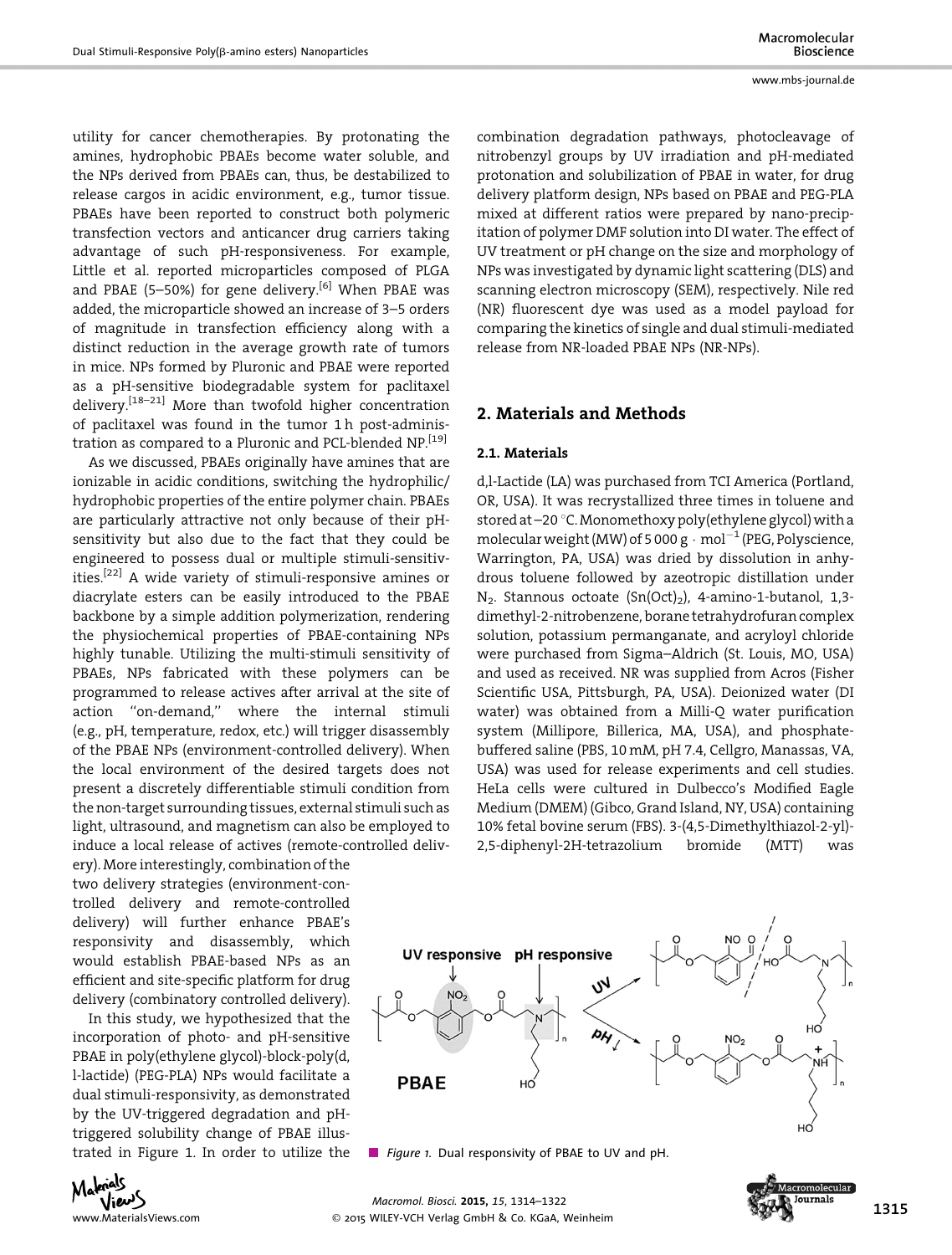utility for cancer chemotherapies. By protonating the amines, hydrophobic PBAEs become water soluble, and the NPs derived from PBAEs can, thus, be destabilized to release cargos in acidic environment, e.g., tumor tissue. PBAEs have been reported to construct both polymeric transfection vectors and anticancer drug carriers taking advantage of such pH-responsiveness. For example, Little et al. reported microparticles composed of PLGA and PBAE (5–50%) for gene delivery.[6] When PBAE was added, the microparticle showed an increase of 3–5 orders of magnitude in transfection efficiency along with a distinct reduction in the average growth rate of tumors in mice. NPs formed by Pluronic and PBAE were reported as a pH-sensitive biodegradable system for paclitaxel delivery.[18–21] More than twofold higher concentration of paclitaxel was found in the tumor 1 h post-administration as compared to a Pluronic and PCL-blended NP.[19]

As we discussed, PBAEs originally have amines that are ionizable in acidic conditions, switching the hydrophilic/hydrophobic properties of the entire polymer chain. PBAEs are particularly attractive not only because of their pH-sensitivity but also due to the fact that they could be engineered to possess dual or multiple stimuli-sensitivities.[22] A wide variety of stimuli-responsive amines or diacrylate esters can be easily introduced to the PBAE backbone by a simple addition polymerization, rendering the physiochemical properties of PBAE-containing NPs highly tunable. Utilizing the multi-stimuli sensitivity of PBAEs, NPs fabricated with these polymers can be programmed to release actives after arrival at the site of action "on-demand," where the internal stimuli (e.g., pH, temperature, redox, etc.) will trigger disassembly of the PBAE NPs (environment-controlled delivery). When the local environment of the desired targets does not present a discretely differentiable stimuli condition from the non-target surrounding tissues, external stimuli such as light, ultrasound, and magnetism can also be employed to induce a local release of actives (remote-controlled delivery). More interestingly, combination of the two delivery strategies (environment-controlled delivery and remote-controlled delivery) will further enhance PBAE's responsivity and disassembly, which would establish PBAE-based NPs as an efficient and site-specific platform for drug delivery (combinatory controlled delivery).

In this study, we hypothesized that the incorporation of photo- and pH-sensitive PBAE in poly(ethylene glycol)-block-poly(d,l-lactide) (PEG-PLA) NPs would facilitate a dual stimuli-responsivity, as demonstrated by the UV-triggered degradation and pH-triggered solubility change of PBAE illustrated in Figure 1. In order to utilize the combination degradation pathways, photocleavage of nitrobenzyl groups by UV irradiation and pH-mediated protonation and solubilization of PBAE in water, for drug delivery platform design, NPs based on PBAE and PEG-PLA mixed at different ratios were prepared by nano-precipitation of polymer DMF solution into DI water. The effect of UV treatment or pH change on the size and morphology of NPs was investigated by dynamic light scattering (DLS) and scanning electron microscopy (SEM), respectively. Nile red (NR) fluorescent dye was used as a model payload for comparing the kinetics of single and dual stimuli-mediated release from NR-loaded PBAE NPs (NR-NPs).

Figure 1. Dual responsivity of PBAE to UV and pH.

## 2. Materials and Methods

### 2.1. Materials

d,l-Lactide (LA) was purchased from TCI America (Portland, OR, USA). It was recrystallized three times in toluene and stored at −20 °C. Monomethoxy poly(ethylene glycol) with a molecular weight (MW) of 5 000 $g \cdot mol^{-1}$ (PEG, Polyscience, Warrington, PA, USA) was dried by dissolution in anhydrous toluene followed by azeotropic distillation under $N_2$. Stannous octoate ($Sn(Oct)_2$), 4-amino-1-butanol, 1,3-dimethyl-2-nitrobenzene, borane tetrahydrofuran complex solution, potassium permanganate, and acryloyl chloride were purchased from Sigma–Aldrich (St. Louis, MO, USA) and used as received. NR was supplied from Acros (Fisher Scientific USA, Pittsburgh, PA, USA). Deionized water (DI water) was obtained from a Milli-Q water purification system (Millipore, Billerica, MA, USA), and phosphate-buffered saline (PBS, 10 mM, pH 7.4, Cellgro, Manassas, VA, USA) was used for release experiments and cell studies. HeLa cells were cultured in Dulbecco's Modified Eagle Medium (DMEM) (Gibco, Grand Island, NY, USA) containing 10% fetal bovine serum (FBS). 3-(4,5-Dimethylthiazol-2-yl)-2,5-diphenyl-2H-tetrazolium bromide (MTT) was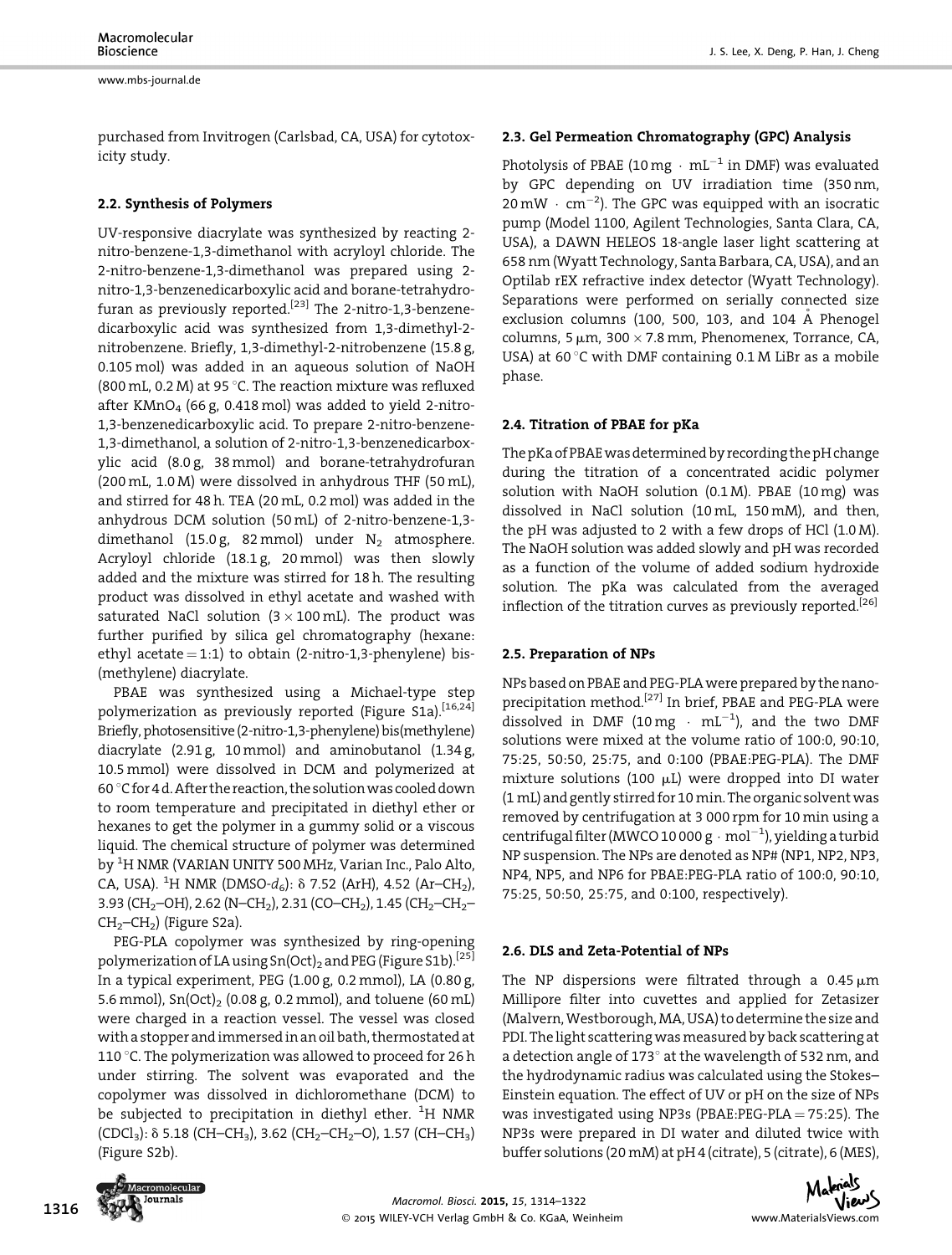purchased from Invitrogen (Carlsbad, CA, USA) for cytotoxicity study.

### 2.2. Synthesis of Polymers

UV-responsive diacrylate was synthesized by reacting 2-nitro-benzene-1,3-dimethanol with acryloyl chloride. The 2-nitro-benzene-1,3-dimethanol was prepared using 2-nitro-1,3-benzenedicarboxylic acid and borane-tetrahydrofuran as previously reported.[23] The 2-nitro-1,3-benzenedicarboxylic acid was synthesized from 1,3-dimethyl-2-nitrobenzene. Briefly, 1,3-dimethyl-2-nitrobenzene (15.8 g, 0.105 mol) was added in an aqueous solution of NaOH (800 mL, 0.2 M) at 95 °C. The reaction mixture was refluxed after $KMnO_4$ (66 g, 0.418 mol) was added to yield 2-nitro-1,3-benzenedicarboxylic acid. To prepare 2-nitro-benzene-1,3-dimethanol, a solution of 2-nitro-1,3-benzenedicarboxylic acid (8.0 g, 38 mmol) and borane-tetrahydrofuran (200 mL, 1.0 M) were dissolved in anhydrous THF (50 mL), and stirred for 48 h. TEA (20 mL, 0.2 mol) was added in the anhydrous DCM solution (50 mL) of 2-nitro-benzene-1,3-dimethanol (15.0 g, 82 mmol) under $N_2$ atmosphere. Acryloyl chloride (18.1 g, 20 mmol) was then slowly added and the mixture was stirred for 18 h. The resulting product was dissolved in ethyl acetate and washed with saturated NaCl solution (3 × 100 mL). The product was further purified by silica gel chromatography (hexane: ethyl acetate = 1:1) to obtain (2-nitro-1,3-phenylene) bis-(methylene) diacrylate.

PBAE was synthesized using a Michael-type step polymerization as previously reported (Figure S1a).[16,24] Briefly, photosensitive (2-nitro-1,3-phenylene) bis(methylene) diacrylate (2.91 g, 10 mmol) and aminobutanol (1.34 g, 10.5 mmol) were dissolved in DCM and polymerized at 60 °C for 4 d. After the reaction, the solution was cooled down to room temperature and precipitated in diethyl ether or hexanes to get the polymer in a gummy solid or a viscous liquid. The chemical structure of polymer was determined by $^1$H NMR (VARIAN UNITY 500 MHz, Varian Inc., Palo Alto, CA, USA). $^1$H NMR (DMSO-$d_6$): δ 7.52 (ArH), 4.52 (Ar–$CH_2$), 3.93 ($CH_2$–OH), 2.62 (N–$CH_2$), 2.31 (CO–$CH_2$), 1.45 ($CH_2$–$CH_2$–$CH_2$–$CH_2$) (Figure S2a).

PEG-PLA copolymer was synthesized by ring-opening polymerization of LA using $Sn(Oct)_2$ and PEG (Figure S1b).[25] In a typical experiment, PEG (1.00 g, 0.2 mmol), LA (0.80 g, 5.6 mmol), $Sn(Oct)_2$ (0.08 g, 0.2 mmol), and toluene (60 mL) were charged in a reaction vessel. The vessel was closed with a stopper and immersed in an oil bath, thermostated at 110 °C. The polymerization was allowed to proceed for 26 h under stirring. The solvent was evaporated and the copolymer was dissolved in dichloromethane (DCM) to be subjected to precipitation in diethyl ether. $^1$H NMR ($CDCl_3$): δ 5.18 (CH–$CH_3$), 3.62 ($CH_2$–$CH_2$–O), 1.57 (CH–$CH_3$) (Figure S2b).

### 2.3. Gel Permeation Chromatography (GPC) Analysis

Photolysis of PBAE (10 mg · mL$^{-1}$ in DMF) was evaluated by GPC depending on UV irradiation time (350 nm, 20 mW · cm$^{-2}$). The GPC was equipped with an isocratic pump (Model 1100, Agilent Technologies, Santa Clara, CA, USA), a DAWN HELEOS 18-angle laser light scattering at 658 nm (Wyatt Technology, Santa Barbara, CA, USA), and an Optilab rEX refractive index detector (Wyatt Technology). Separations were performed on serially connected size exclusion columns (100, 500, 10$^3$, and 10$^4$ Å Phenogel columns, 5 μm, 300 × 7.8 mm, Phenomenex, Torrance, CA, USA) at 60 °C with DMF containing 0.1 M LiBr as a mobile phase.

### 2.4. Titration of PBAE for pKa

The pKa of PBAE was determined by recording the pH change during the titration of a concentrated acidic polymer solution with NaOH solution (0.1 M). PBAE (10 mg) was dissolved in NaCl solution (10 mL, 150 mM), and then, the pH was adjusted to 2 with a few drops of HCl (1.0 M). The NaOH solution was added slowly and pH was recorded as a function of the volume of added sodium hydroxide solution. The pKa was calculated from the averaged inflection of the titration curves as previously reported.[26]

### 2.5. Preparation of NPs

NPs based on PBAE and PEG-PLA were prepared by the nanoprecipitation method.[27] In brief, PBAE and PEG-PLA were dissolved in DMF (10 mg · mL$^{-1}$), and the two DMF solutions were mixed at the volume ratio of 100:0, 90:10, 75:25, 50:50, 25:75, and 0:100 (PBAE:PEG-PLA). The DMF mixture solutions (100 μL) were dropped into DI water (1 mL) and gently stirred for 10 min. The organic solvent was removed by centrifugation at 3 000 rpm for 10 min using a centrifugal filter (MWCO 10 000 g · mol$^{-1}$), yielding a turbid NP suspension. The NPs are denoted as NP# (NP1, NP2, NP3, NP4, NP5, and NP6 for PBAE:PEG-PLA ratio of 100:0, 90:10, 75:25, 50:50, 25:75, and 0:100, respectively).

### 2.6. DLS and Zeta-Potential of NPs

The NP dispersions were filtrated through a 0.45 μm Millipore filter into cuvettes and applied for Zetasizer (Malvern, Westborough, MA, USA) to determine the size and PDI. The light scattering was measured by back scattering at a detection angle of 173° at the wavelength of 532 nm, and the hydrodynamic radius was calculated using the Stokes–Einstein equation. The effect of UV or pH on the size of NPs was investigated using NP3s (PBAE:PEG-PLA = 75:25). The NP3s were prepared in DI water and diluted twice with buffer solutions (20 mM) at pH 4 (citrate), 5 (citrate), 6 (MES),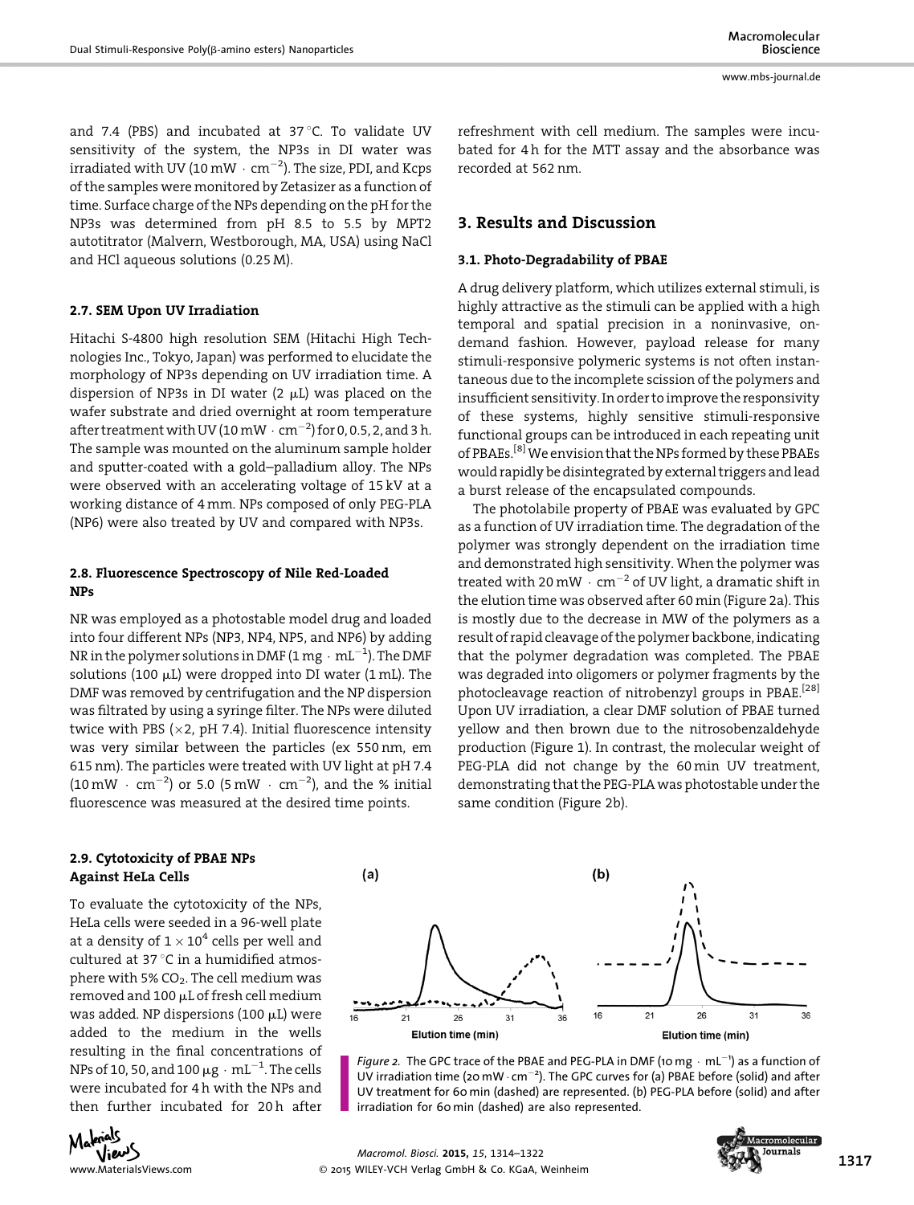and 7.4 (PBS) and incubated at 37 °C. To validate UV sensitivity of the system, the NP3s in DI water was irradiated with UV (10 mW · cm$^{-2}$). The size, PDI, and Kcps of the samples were monitored by Zetasizer as a function of time. Surface charge of the NPs depending on the pH for the NP3s was determined from pH 8.5 to 5.5 by MPT2 autotitrator (Malvern, Westborough, MA, USA) using NaCl and HCl aqueous solutions (0.25 M).

### 2.7. SEM Upon UV Irradiation

Hitachi S-4800 high resolution SEM (Hitachi High Technologies Inc., Tokyo, Japan) was performed to elucidate the morphology of NP3s depending on UV irradiation time. A dispersion of NP3s in DI water (2 μL) was placed on the wafer substrate and dried overnight at room temperature after treatment with UV (10 mW · cm$^{-2}$) for 0, 0.5, 2, and 3 h. The sample was mounted on the aluminum sample holder and sputter-coated with a gold–palladium alloy. The NPs were observed with an accelerating voltage of 15 kV at a working distance of 4 mm. NPs composed of only PEG-PLA (NP6) were also treated by UV and compared with NP3s.

### 2.8. Fluorescence Spectroscopy of Nile Red-Loaded NPs

NR was employed as a photostable model drug and loaded into four different NPs (NP3, NP4, NP5, and NP6) by adding NR in the polymer solutions in DMF (1 mg · mL$^{-1}$). The DMF solutions (100 μL) were dropped into DI water (1 mL). The DMF was removed by centrifugation and the NP dispersion was filtrated by using a syringe filter. The NPs were diluted twice with PBS (×2, pH 7.4). Initial fluorescence intensity was very similar between the particles (ex 550 nm, em 615 nm). The particles were treated with UV light at pH 7.4 (10 mW · cm$^{-2}$) or 5.0 (5 mW · cm$^{-2}$), and the % initial fluorescence was measured at the desired time points.

### 2.9. Cytotoxicity of PBAE NPs Against HeLa Cells

To evaluate the cytotoxicity of the NPs, HeLa cells were seeded in a 96-well plate at a density of $1 \times 10^4$ cells per well and cultured at 37 °C in a humidified atmosphere with 5% $CO_2$. The cell medium was removed and 100 μL of fresh cell medium was added. NP dispersions (100 μL) were added to the medium in the wells resulting in the final concentrations of NPs of 10, 50, and 100 μg · mL$^{-1}$. The cells were incubated for 4 h with the NPs and then further incubated for 20 h after refreshment with cell medium. The samples were incubated for 4 h for the MTT assay and the absorbance was recorded at 562 nm.

## 3. Results and Discussion

### 3.1. Photo-Degradability of PBAE

A drug delivery platform, which utilizes external stimuli, is highly attractive as the stimuli can be applied with a high temporal and spatial precision in a noninvasive, on-demand fashion. However, payload release for many stimuli-responsive polymeric systems is not often instantaneous due to the incomplete scission of the polymers and insufficient sensitivity. In order to improve the responsivity of these systems, highly sensitive stimuli-responsive functional groups can be introduced in each repeating unit of PBAEs.[8] We envision that the NPs formed by these PBAEs would rapidly be disintegrated by external triggers and lead a burst release of the encapsulated compounds.

The photolabile property of PBAE was evaluated by GPC as a function of UV irradiation time. The degradation of the polymer was strongly dependent on the irradiation time and demonstrated high sensitivity. When the polymer was treated with 20 mW · cm$^{-2}$ of UV light, a dramatic shift in the elution time was observed after 60 min (Figure 2a). This is mostly due to the decrease in MW of the polymers as a result of rapid cleavage of the polymer backbone, indicating that the polymer degradation was completed. The PBAE was degraded into oligomers or polymer fragments by the photocleavage reaction of nitrobenzyl groups in PBAE.[28] Upon UV irradiation, a clear DMF solution of PBAE turned yellow and then brown due to the nitrosobenzaldehyde production (Figure 1). In contrast, the molecular weight of PEG-PLA did not change by the 60 min UV treatment, demonstrating that the PEG-PLA was photostable under the same condition (Figure 2b).

*Figure 2.* The GPC trace of the PBAE and PEG-PLA in DMF (10 mg · mL$^{-1}$) as a function of UV irradiation time (20 mW · cm$^{-2}$). The GPC curves for (a) PBAE before (solid) and after UV treatment for 60 min (dashed) are represented. (b) PEG-PLA before (solid) and after irradiation for 60 min (dashed) are also represented.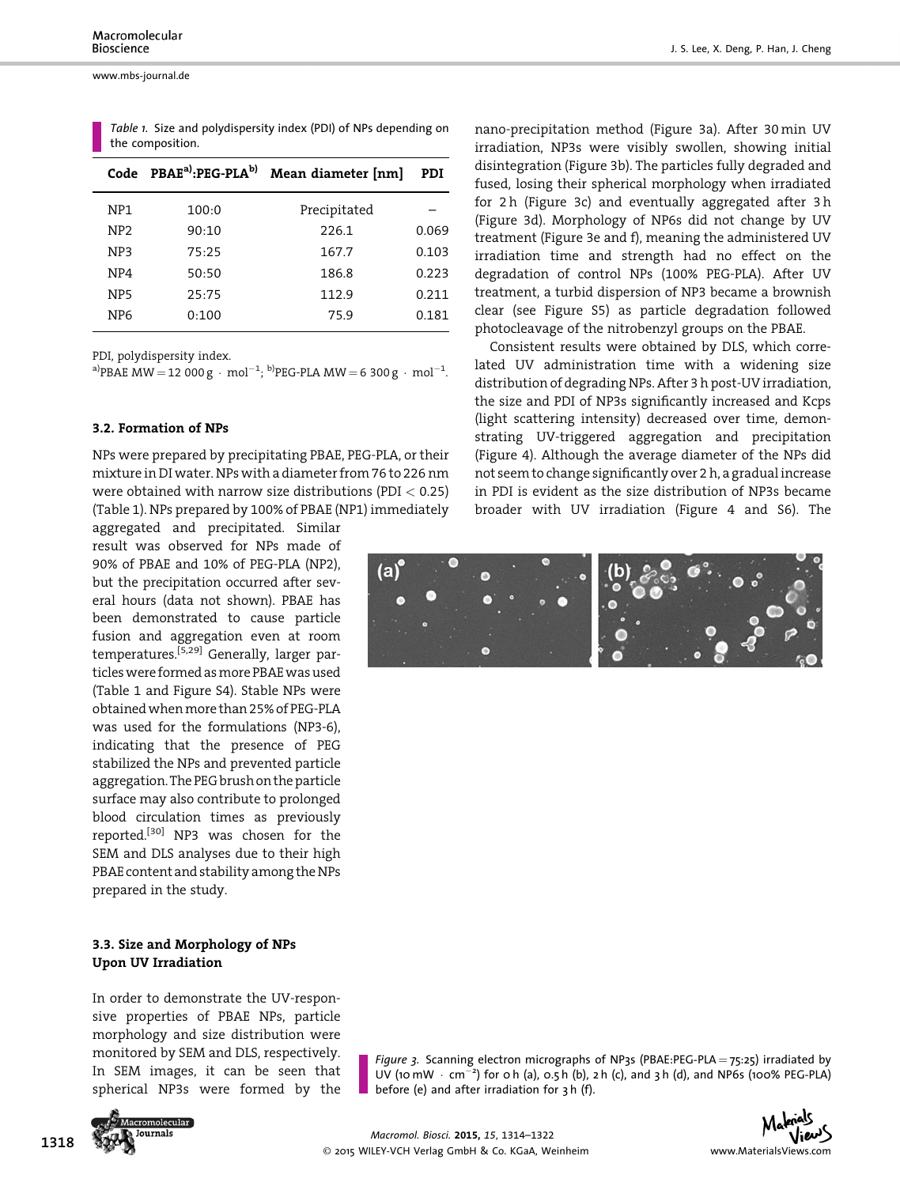*Table 1.* Size and polydispersity index (PDI) of NPs depending on the composition.

| Code | PBAE[a)]:PEG-PLA[b)] | Mean diameter [nm] | PDI |
|---|---|---|---|
| NP1 | 100:0 | Precipitated | – |
| NP2 | 90:10 | 226.1 | 0.069 |
| NP3 | 75:25 | 167.7 | 0.103 |
| NP4 | 50:50 | 186.8 | 0.223 |
| NP5 | 25:75 | 112.9 | 0.211 |
| NP6 | 0:100 | 75.9 | 0.181 |

PDI, polydispersity index.
[a)]PBAE MW = 12 000 g · mol$^{-1}$; [b)]PEG-PLA MW = 6 300 g · mol$^{-1}$.

### 3.2. Formation of NPs

NPs were prepared by precipitating PBAE, PEG-PLA, or their mixture in DI water. NPs with a diameter from 76 to 226 nm were obtained with narrow size distributions (PDI < 0.25) (Table 1). NPs prepared by 100% of PBAE (NP1) immediately aggregated and precipitated. Similar result was observed for NPs made of 90% of PBAE and 10% of PEG-PLA (NP2), but the precipitation occurred after several hours (data not shown). PBAE has been demonstrated to cause particle fusion and aggregation even at room temperatures.[5,29] Generally, larger particles were formed as more PBAE was used (Table 1 and Figure S4). Stable NPs were obtained when more than 25% of PEG-PLA was used for the formulations (NP3-6), indicating that the presence of PEG stabilized the NPs and prevented particle aggregation. The PEG brush on the particle surface may also contribute to prolonged blood circulation times as previously reported.[30] NP3 was chosen for the SEM and DLS analyses due to their high PBAE content and stability among the NPs prepared in the study.

### 3.3. Size and Morphology of NPs Upon UV Irradiation

In order to demonstrate the UV-responsive properties of PBAE NPs, particle morphology and size distribution were monitored by SEM and DLS, respectively. In SEM images, it can be seen that spherical NP3s were formed by the nano-precipitation method (Figure 3a). After 30 min UV irradiation, NP3s were visibly swollen, showing initial disintegration (Figure 3b). The particles fully degraded and fused, losing their spherical morphology when irradiated for 2 h (Figure 3c) and eventually aggregated after 3 h (Figure 3d). Morphology of NP6s did not change by UV treatment (Figure 3e and f), meaning the administered UV irradiation time and strength had no effect on the degradation of control NPs (100% PEG-PLA). After UV treatment, a turbid dispersion of NP3 became a brownish clear (see Figure S5) as particle degradation followed photocleavage of the nitrobenzyl groups on the PBAE.

Consistent results were obtained by DLS, which correlated UV administration time with a widening size distribution of degrading NPs. After 3 h post-UV irradiation, the size and PDI of NP3s significantly increased and Kcps (light scattering intensity) decreased over time, demonstrating UV-triggered aggregation and precipitation (Figure 4). Although the average diameter of the NPs did not seem to change significantly over 2 h, a gradual increase in PDI is evident as the size distribution of NP3s became broader with UV irradiation (Figure 4 and S6). The

*Figure 3.* Scanning electron micrographs of NP3s (PBAE:PEG-PLA = 75:25) irradiated by UV (10 mW · cm$^{-2}$) for 0 h (a), 0.5 h (b), 2 h (c), and 3 h (d), and NP6s (100% PEG-PLA) before (e) and after irradiation for 3 h (f).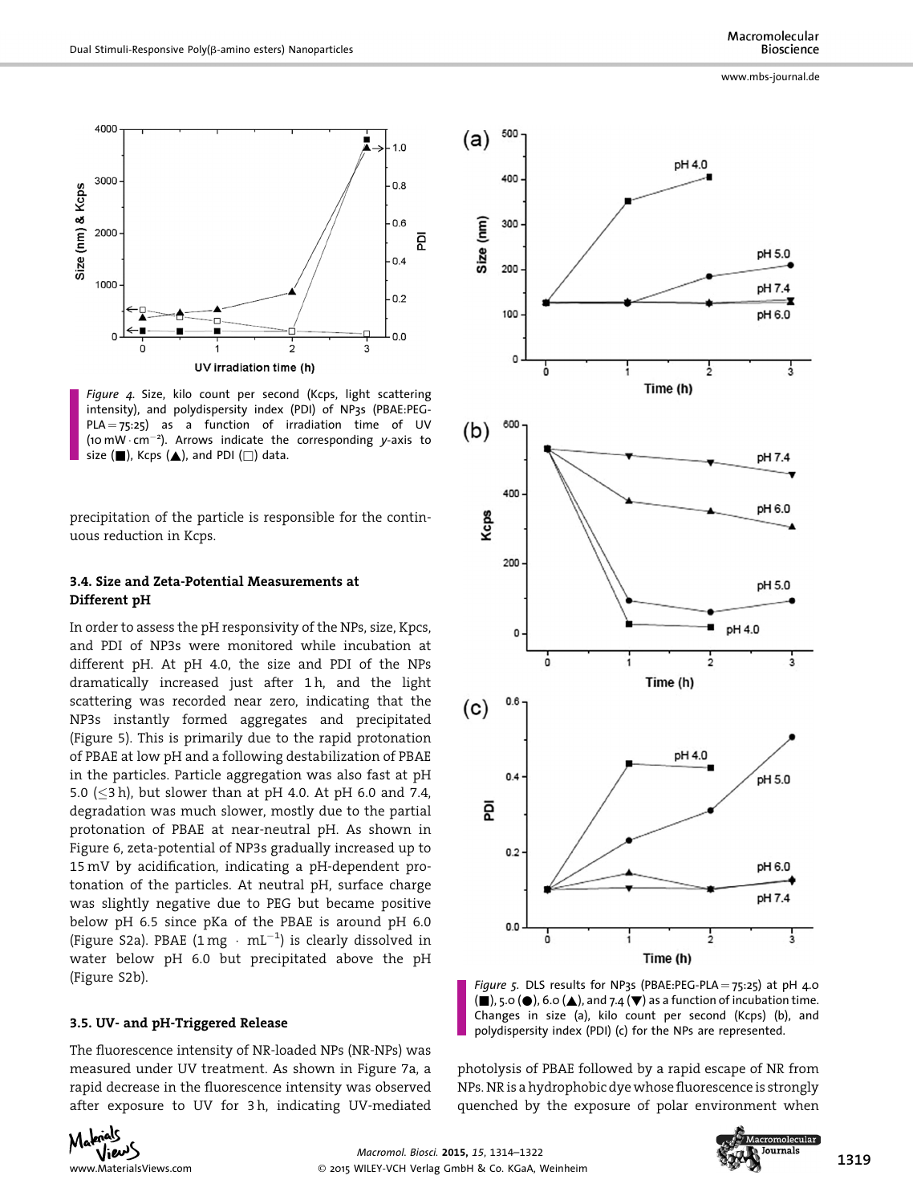*Figure 4.* Size, kilo count per second (Kcps, light scattering intensity), and polydispersity index (PDI) of NP3s (PBAE:PEG-PLA = 75:25) as a function of irradiation time of UV (10 mW · cm$^{-2}$). Arrows indicate the corresponding *y*-axis to size (■), Kcps (▲), and PDI (□) data.

precipitation of the particle is responsible for the continuous reduction in Kcps.

### 3.4. Size and Zeta-Potential Measurements at Different pH

In order to assess the pH responsivity of the NPs, size, Kpcs, and PDI of NP3s were monitored while incubation at different pH. At pH 4.0, the size and PDI of the NPs dramatically increased just after 1 h, and the light scattering was recorded near zero, indicating that the NP3s instantly formed aggregates and precipitated (Figure 5). This is primarily due to the rapid protonation of PBAE at low pH and a following destabilization of PBAE in the particles. Particle aggregation was also fast at pH 5.0 (≤3 h), but slower than at pH 4.0. At pH 6.0 and 7.4, degradation was much slower, mostly due to the partial protonation of PBAE at near-neutral pH. As shown in Figure 6, zeta-potential of NP3s gradually increased up to 15 mV by acidification, indicating a pH-dependent protonation of the particles. At neutral pH, surface charge was slightly negative due to PEG but became positive below pH 6.5 since pKa of the PBAE is around pH 6.0 (Figure S2a). PBAE (1 mg · mL$^{-1}$) is clearly dissolved in water below pH 6.0 but precipitated above the pH (Figure S2b).

### 3.5. UV- and pH-Triggered Release

The fluorescence intensity of NR-loaded NPs (NR-NPs) was measured under UV treatment. As shown in Figure 7a, a rapid decrease in the fluorescence intensity was observed after exposure to UV for 3 h, indicating UV-mediated photolysis of PBAE followed by a rapid escape of NR from NPs. NR is a hydrophobic dye whose fluorescence is strongly quenched by the exposure of polar environment when

*Figure 5.* DLS results for NP3s (PBAE:PEG-PLA = 75:25) at pH 4.0 (■), 5.0 (●), 6.0 (▲), and 7.4 (▼) as a function of incubation time. Changes in size (a), kilo count per second (Kcps) (b), and polydispersity index (PDI) (c) for the NPs are represented.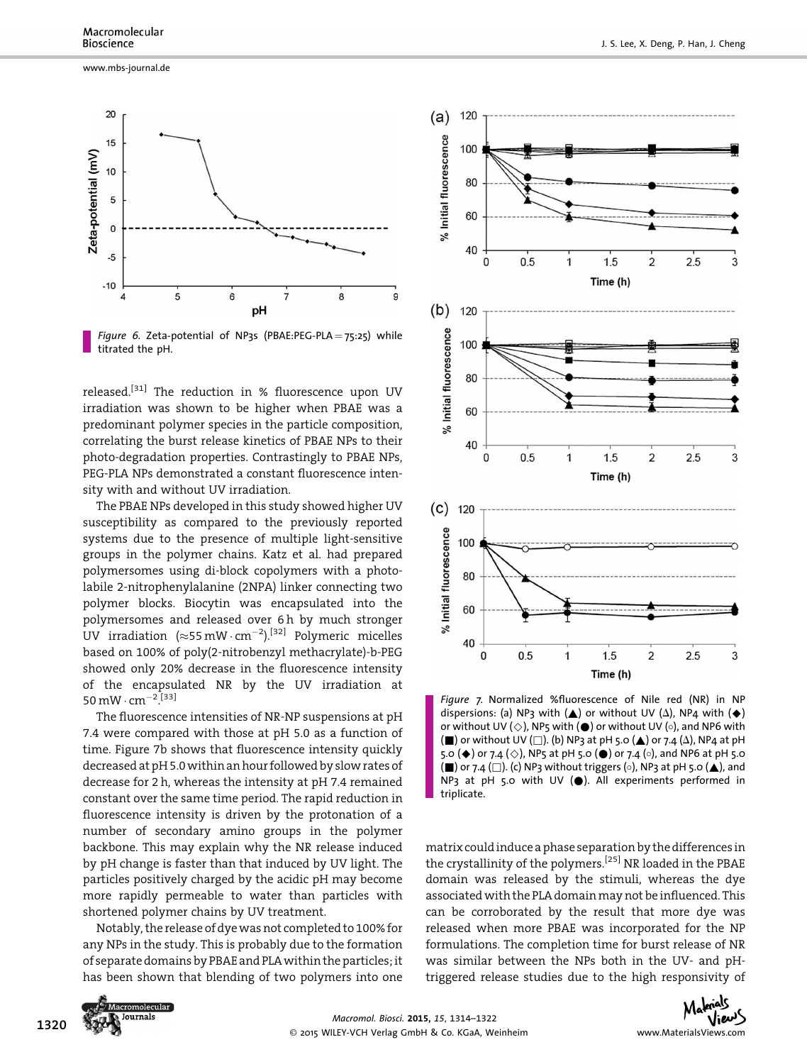Figure 6. Zeta-potential of NP3s (PBAE:PEG-PLA = 75:25) while titrated the pH.

released.[31] The reduction in % fluorescence upon UV irradiation was shown to be higher when PBAE was a predominant polymer species in the particle composition, correlating the burst release kinetics of PBAE NPs to their photo-degradation properties. Contrastingly to PBAE NPs, PEG-PLA NPs demonstrated a constant fluorescence intensity with and without UV irradiation.

The PBAE NPs developed in this study showed higher UV susceptibility as compared to the previously reported systems due to the presence of multiple light-sensitive groups in the polymer chains. Katz et al. had prepared polymersomes using di-block copolymers with a photolabile 2-nitrophenylalanine (2NPA) linker connecting two polymer blocks. Biocytin was encapsulated into the polymersomes and released over 6 h by much stronger UV irradiation ($\approx$55 mW $\cdot$ cm$^{-2}$).[32] Polymeric micelles based on 100% of poly(2-nitrobenzyl methacrylate)-b-PEG showed only 20% decrease in the fluorescence intensity of the encapsulated NR by the UV irradiation at 50 mW $\cdot$ cm$^{-2}$.[33]

The fluorescence intensities of NR-NP suspensions at pH 7.4 were compared with those at pH 5.0 as a function of time. Figure 7b shows that fluorescence intensity quickly decreased at pH 5.0 within an hour followed by slow rates of decrease for 2 h, whereas the intensity at pH 7.4 remained constant over the same time period. The rapid reduction in fluorescence intensity is driven by the protonation of a number of secondary amino groups in the polymer backbone. This may explain why the NR release induced by pH change is faster than that induced by UV light. The particles positively charged by the acidic pH may become more rapidly permeable to water than particles with shortened polymer chains by UV treatment.

Notably, the release of dye was not completed to 100% for any NPs in the study. This is probably due to the formation of separate domains by PBAE and PLA within the particles; it has been shown that blending of two polymers into one matrix could induce a phase separation by the differences in the crystallinity of the polymers.[25] NR loaded in the PBAE domain was released by the stimuli, whereas the dye associated with the PLA domain may not be influenced. This can be corroborated by the result that more dye was released when more PBAE was incorporated for the NP formulations. The completion time for burst release of NR was similar between the NPs both in the UV- and pH-triggered release studies due to the high responsivity of

Figure 7. Normalized %fluorescence of Nile red (NR) in NP dispersions: (a) NP3 with (▲) or without UV (Δ), NP4 with (◆) or without UV (◇), NP5 with (●) or without UV (○), and NP6 with (■) or without UV (□). (b) NP3 at pH 5.0 (▲) or 7.4 (Δ), NP4 at pH 5.0 (◆) or 7.4 (◇), NP5 at pH 5.0 (●) or 7.4 (○), and NP6 at pH 5.0 (■) or 7.4 (□). (c) NP3 without triggers (○), NP3 at pH 5.0 (▲), and NP3 at pH 5.0 with UV (●). All experiments performed in triplicate.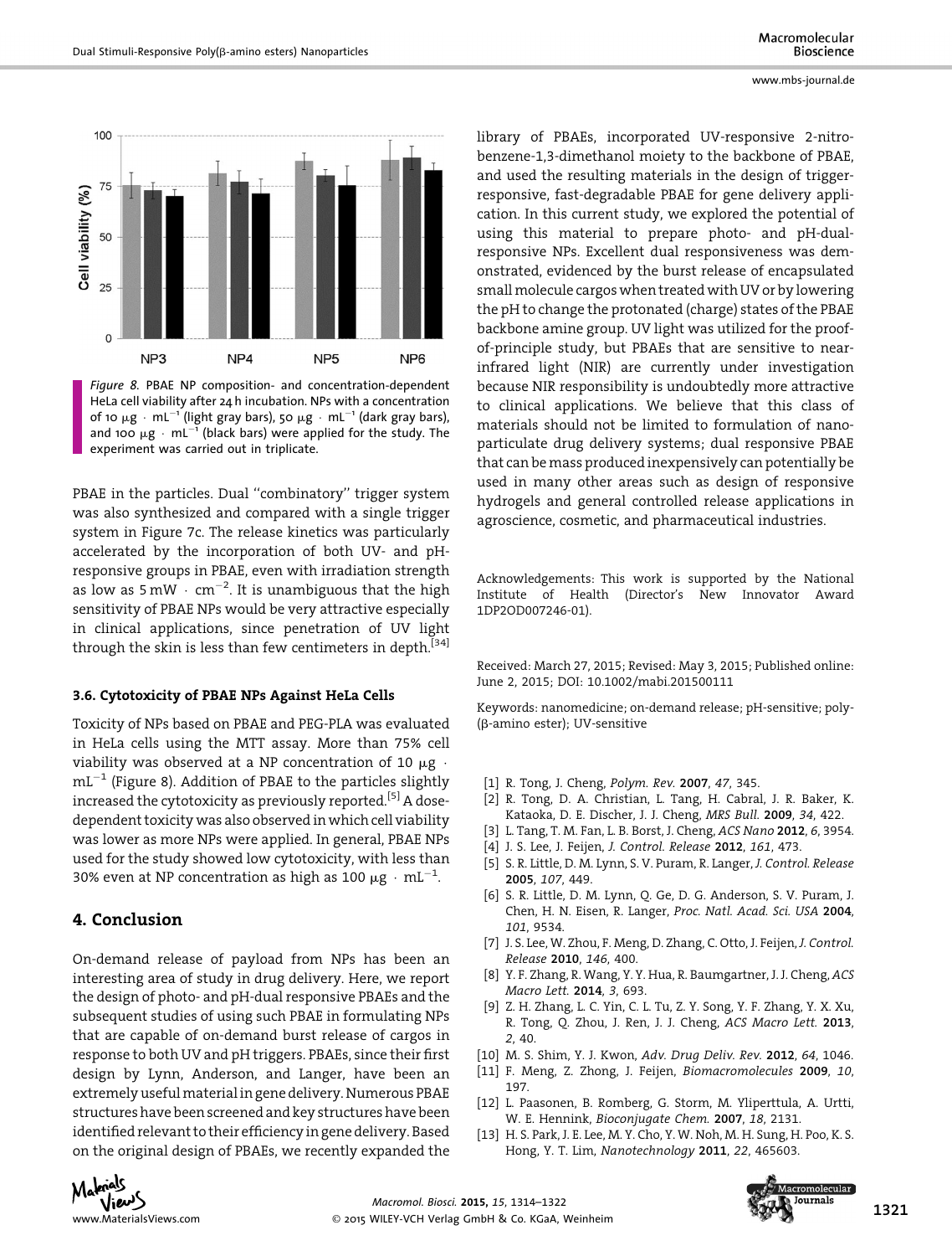Figure 8. PBAE NP composition- and concentration-dependent HeLa cell viability after 24 h incubation. NPs with a concentration of 10 μg · mL$^{-1}$ (light gray bars), 50 μg · mL$^{-1}$ (dark gray bars), and 100 μg · mL$^{-1}$ (black bars) were applied for the study. The experiment was carried out in triplicate.

PBAE in the particles. Dual "combinatory" trigger system was also synthesized and compared with a single trigger system in Figure 7c. The release kinetics was particularly accelerated by the incorporation of both UV- and pH-responsive groups in PBAE, even with irradiation strength as low as 5 mW · cm$^{-2}$. It is unambiguous that the high sensitivity of PBAE NPs would be very attractive especially in clinical applications, since penetration of UV light through the skin is less than few centimeters in depth.[34]

### 3.6. Cytotoxicity of PBAE NPs Against HeLa Cells

Toxicity of NPs based on PBAE and PEG-PLA was evaluated in HeLa cells using the MTT assay. More than 75% cell viability was observed at a NP concentration of 10 μg · mL$^{-1}$ (Figure 8). Addition of PBAE to the particles slightly increased the cytotoxicity as previously reported.[5] A dose-dependent toxicity was also observed in which cell viability was lower as more NPs were applied. In general, PBAE NPs used for the study showed low cytotoxicity, with less than 30% even at NP concentration as high as 100 μg · mL$^{-1}$.

## 4. Conclusion

On-demand release of payload from NPs has been an interesting area of study in drug delivery. Here, we report the design of photo- and pH-dual responsive PBAEs and the subsequent studies of using such PBAE in formulating NPs that are capable of on-demand burst release of cargos in response to both UV and pH triggers. PBAEs, since their first design by Lynn, Anderson, and Langer, have been an extremely useful material in gene delivery. Numerous PBAE structures have been screened and key structures have been identified relevant to their efficiency in gene delivery. Based on the original design of PBAEs, we recently expanded the library of PBAEs, incorporated UV-responsive 2-nitrobenzene-1,3-dimethanol moiety to the backbone of PBAE, and used the resulting materials in the design of trigger-responsive, fast-degradable PBAE for gene delivery application. In this current study, we explored the potential of using this material to prepare photo- and pH-dual-responsive NPs. Excellent dual responsiveness was demonstrated, evidenced by the burst release of encapsulated small molecule cargos when treated with UV or by lowering the pH to change the protonated (charge) states of the PBAE backbone amine group. UV light was utilized for the proof-of-principle study, but PBAEs that are sensitive to near-infrared light (NIR) are currently under investigation because NIR responsibility is undoubtedly more attractive to clinical applications. We believe that this class of materials should not be limited to formulation of nanoparticulate drug delivery systems; dual responsive PBAE that can be mass produced inexpensively can potentially be used in many other areas such as design of responsive hydrogels and general controlled release applications in agroscience, cosmetic, and pharmaceutical industries.

Acknowledgements: This work is supported by the National Institute of Health (Director's New Innovator Award 1DP2OD007246-01).

Received: March 27, 2015; Revised: May 3, 2015; Published online: June 2, 2015; DOI: 10.1002/mabi.201500111

Keywords: nanomedicine; on-demand release; pH-sensitive; poly-(β-amino ester); UV-sensitive

[1] R. Tong, J. Cheng, *Polym. Rev.* **2007**, *47*, 345.
[2] R. Tong, D. A. Christian, L. Tang, H. Cabral, J. R. Baker, K. Kataoka, D. E. Discher, J. J. Cheng, *MRS Bull.* **2009**, *34*, 422.
[3] L. Tang, T. M. Fan, L. B. Borst, J. Cheng, *ACS Nano* **2012**, *6*, 3954.
[4] J. S. Lee, J. Feijen, *J. Control. Release* **2012**, *161*, 473.
[5] S. R. Little, D. M. Lynn, S. V. Puram, R. Langer, *J. Control. Release* **2005**, *107*, 449.
[6] S. R. Little, D. M. Lynn, Q. Ge, D. G. Anderson, S. V. Puram, J. Chen, H. N. Eisen, R. Langer, *Proc. Natl. Acad. Sci. USA* **2004**, *101*, 9534.
[7] J. S. Lee, W. Zhou, F. Meng, D. Zhang, C. Otto, J. Feijen, *J. Control. Release* **2010**, *146*, 400.
[8] Y. F. Zhang, R. Wang, Y. Y. Hua, R. Baumgartner, J. J. Cheng, *ACS Macro Lett.* **2014**, *3*, 693.
[9] Z. H. Zhang, L. C. Yin, C. L. Tu, Z. Y. Song, Y. F. Zhang, Y. X. Xu, R. Tong, Q. Zhou, J. Ren, J. J. Cheng, *ACS Macro Lett.* **2013**, *2*, 40.
[10] M. S. Shim, Y. J. Kwon, *Adv. Drug Deliv. Rev.* **2012**, *64*, 1046.
[11] F. Meng, Z. Zhong, J. Feijen, *Biomacromolecules* **2009**, *10*, 197.
[12] L. Paasonen, B. Romberg, G. Storm, M. Yliperttula, A. Urtti, W. E. Hennink, *Bioconjugate Chem.* **2007**, *18*, 2131.
[13] H. S. Park, J. E. Lee, M. Y. Cho, Y. W. Noh, M. H. Sung, H. Poo, K. S. Hong, Y. T. Lim, *Nanotechnology* **2011**, *22*, 465603.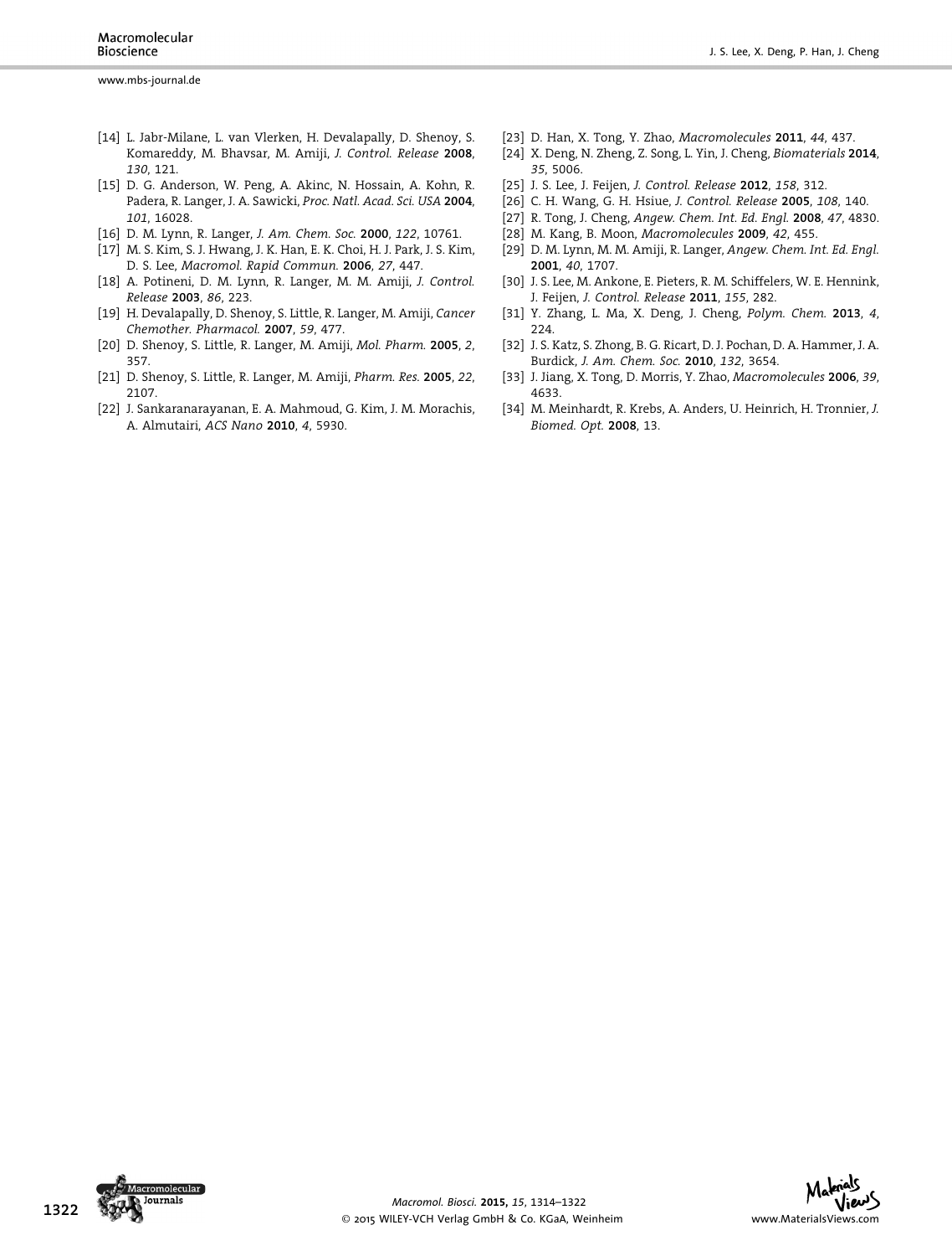[14] L. Jabr-Milane, L. van Vlerken, H. Devalapally, D. Shenoy, S. Komareddy, M. Bhavsar, M. Amiji, *J. Control. Release* **2008**, *130*, 121.
[15] D. G. Anderson, W. Peng, A. Akinc, N. Hossain, A. Kohn, R. Padera, R. Langer, J. A. Sawicki, *Proc. Natl. Acad. Sci. USA* **2004**, *101*, 16028.
[16] D. M. Lynn, R. Langer, *J. Am. Chem. Soc.* **2000**, *122*, 10761.
[17] M. S. Kim, S. J. Hwang, J. K. Han, E. K. Choi, H. J. Park, J. S. Kim, D. S. Lee, *Macromol. Rapid Commun.* **2006**, *27*, 447.
[18] A. Potineni, D. M. Lynn, R. Langer, M. M. Amiji, *J. Control. Release* **2003**, *86*, 223.
[19] H. Devalapally, D. Shenoy, S. Little, R. Langer, M. Amiji, *Cancer Chemother. Pharmacol.* **2007**, *59*, 477.
[20] D. Shenoy, S. Little, R. Langer, M. Amiji, *Mol. Pharm.* **2005**, *2*, 357.
[21] D. Shenoy, S. Little, R. Langer, M. Amiji, *Pharm. Res.* **2005**, *22*, 2107.
[22] J. Sankaranarayanan, E. A. Mahmoud, G. Kim, J. M. Morachis, A. Almutairi, *ACS Nano* **2010**, *4*, 5930.
[23] D. Han, X. Tong, Y. Zhao, *Macromolecules* **2011**, *44*, 437.
[24] X. Deng, N. Zheng, Z. Song, L. Yin, J. Cheng, *Biomaterials* **2014**, *35*, 5006.
[25] J. S. Lee, J. Feijen, *J. Control. Release* **2012**, *158*, 312.
[26] C. H. Wang, G. H. Hsiue, *J. Control. Release* **2005**, *108*, 140.
[27] R. Tong, J. Cheng, *Angew. Chem. Int. Ed. Engl.* **2008**, *47*, 4830.
[28] M. Kang, B. Moon, *Macromolecules* **2009**, *42*, 455.
[29] D. M. Lynn, M. M. Amiji, R. Langer, *Angew. Chem. Int. Ed. Engl.* **2001**, *40*, 1707.
[30] J. S. Lee, M. Ankone, E. Pieters, R. M. Schiffelers, W. E. Hennink, J. Feijen, *J. Control. Release* **2011**, *155*, 282.
[31] Y. Zhang, L. Ma, X. Deng, J. Cheng, *Polym. Chem.* **2013**, *4*, 224.
[32] J. S. Katz, S. Zhong, B. G. Ricart, D. J. Pochan, D. A. Hammer, J. A. Burdick, *J. Am. Chem. Soc.* **2010**, *132*, 3654.
[33] J. Jiang, X. Tong, D. Morris, Y. Zhao, *Macromolecules* **2006**, *39*, 4633.
[34] M. Meinhardt, R. Krebs, A. Anders, U. Heinrich, H. Tronnier, *J. Biomed. Opt.* **2008**, 13.